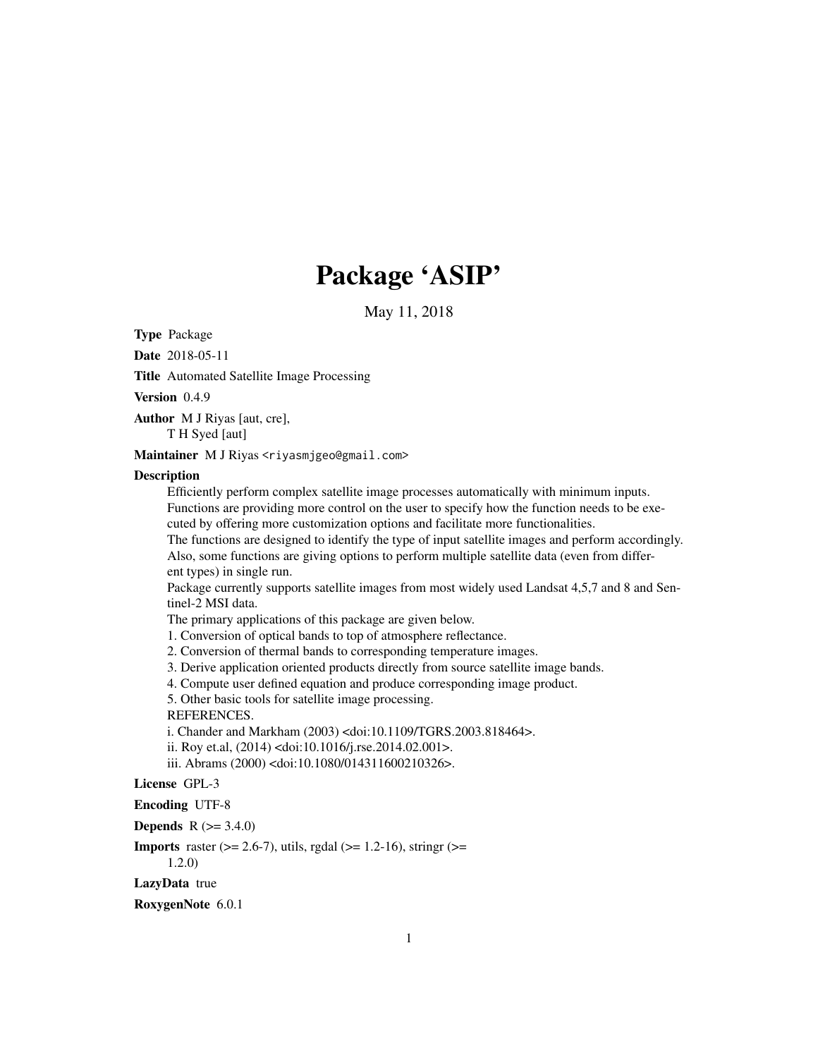# Package 'ASIP'

May 11, 2018

**Type** Package

**Date** 2018-05-11

**Title** Automated Satellite Image Processing

**Version** 0.4.9

**Author** M J Riyas [aut, cre],
T H Syed [aut]

**Maintainer** M J Riyas <riyasmjgeo@gmail.com>

**Description**

Efficiently perform complex satellite image processes automatically with minimum inputs.
Functions are providing more control on the user to specify how the function needs to be executed by offering more customization options and facilitate more functionalities.
The functions are designed to identify the type of input satellite images and perform accordingly.
Also, some functions are giving options to perform multiple satellite data (even from different types) in single run.
Package currently supports satellite images from most widely used Landsat 4,5,7 and 8 and Sentinel-2 MSI data.
The primary applications of this package are given below.
1. Conversion of optical bands to top of atmosphere reflectance.
2. Conversion of thermal bands to corresponding temperature images.
3. Derive application oriented products directly from source satellite image bands.
4. Compute user defined equation and produce corresponding image product.
5. Other basic tools for satellite image processing.
REFERENCES.
i. Chander and Markham (2003) <doi:10.1109/TGRS.2003.818464>.
ii. Roy et.al, (2014) <doi:10.1016/j.rse.2014.02.001>.
iii. Abrams (2000) <doi:10.1080/014311600210326>.

**License** GPL-3

**Encoding** UTF-8

**Depends** R (>= 3.4.0)

**Imports** raster (>= 2.6-7), utils, rgdal (>= 1.2-16), stringr (>= 1.2.0)

**LazyData** true

**RoxygenNote** 6.0.1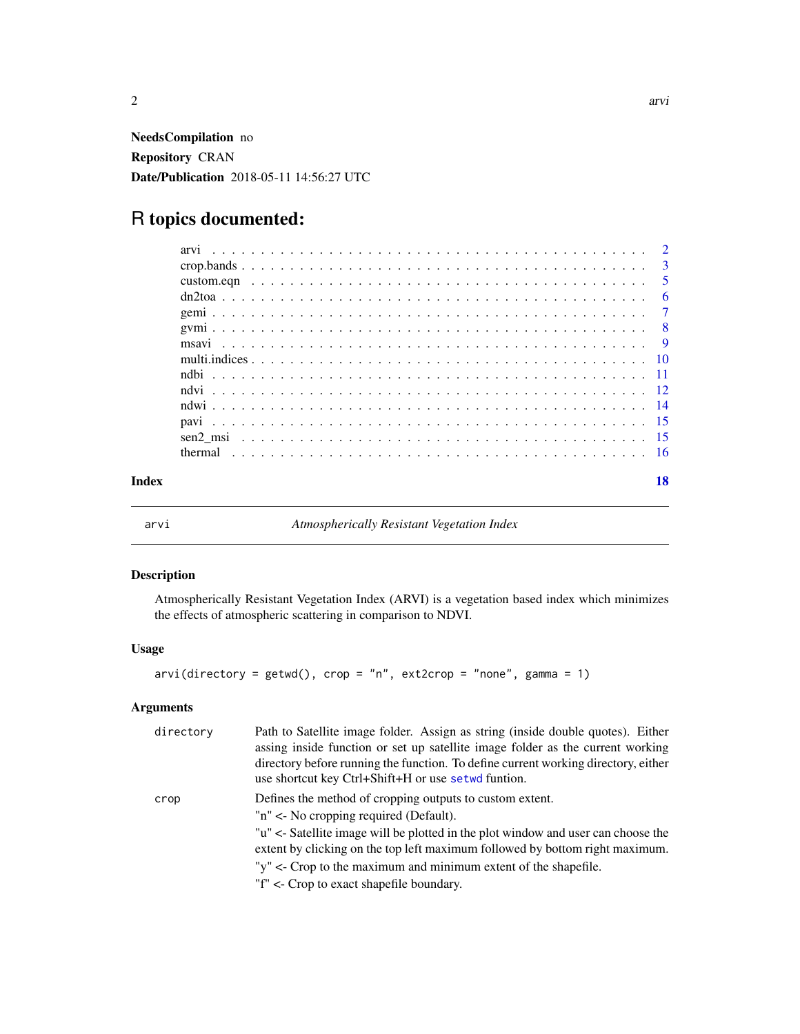**NeedsCompilation** no

**Repository** CRAN

**Date/Publication** 2018-05-11 14:56:27 UTC

# R topics documented:

| | |
|---|---|
| arvi | 2 |
| crop.bands | 3 |
| custom.eqn | 5 |
| dn2toa | 6 |
| gemi | 7 |
| gvmi | 8 |
| msavi | 9 |
| multi.indices | 10 |
| ndbi | 11 |
| ndvi | 12 |
| ndwi | 14 |
| pavi | 15 |
| sen2_msi | 15 |
| thermal | 16 |

**Index** **18**

---

`arvi` *Atmospherically Resistant Vegetation Index*

---

### Description

Atmospherically Resistant Vegetation Index (ARVI) is a vegetation based index which minimizes the effects of atmospheric scattering in comparison to NDVI.

### Usage

```
arvi(directory = getwd(), crop = "n", ext2crop = "none", gamma = 1)
```

### Arguments

`directory` Path to Satellite image folder. Assign as string (inside double quotes). Either assing inside function or set up satellite image folder as the current working directory before running the function. To define current working directory, either use shortcut key Ctrl+Shift+H or use `setwd` funtion.

`crop` Defines the method of cropping outputs to custom extent.

"n" <- No cropping required (Default).

"u" <- Satellite image will be plotted in the plot window and user can choose the extent by clicking on the top left maximum followed by bottom right maximum.

"y" <- Crop to the maximum and minimum extent of the shapefile.

"f" <- Crop to exact shapefile boundary.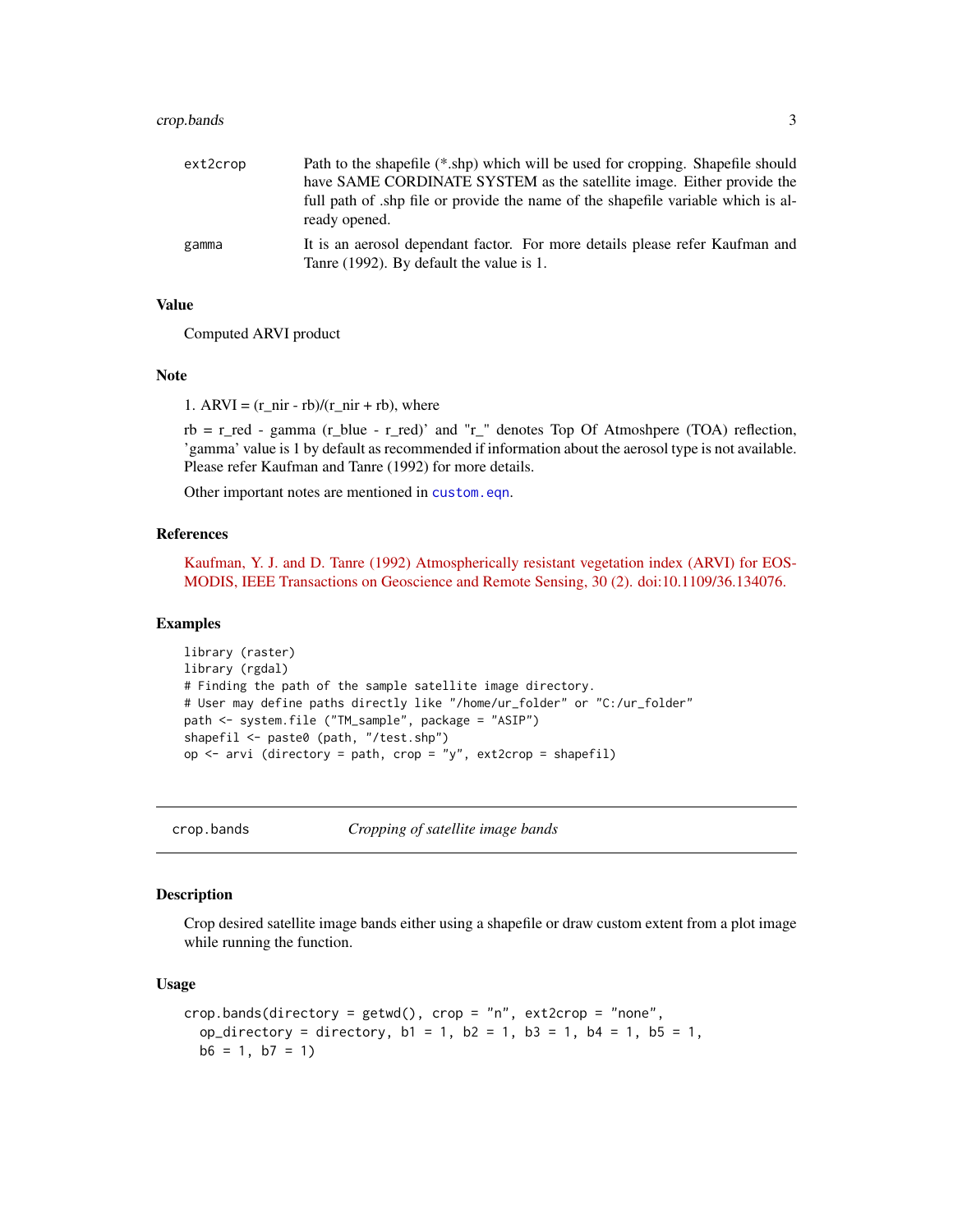| | |
|---|---|
| ext2crop | Path to the shapefile (*.shp) which will be used for cropping. Shapefile should have SAME CORDINATE SYSTEM as the satellite image. Either provide the full path of .shp file or provide the name of the shapefile variable which is already opened. |
| gamma | It is an aerosol dependant factor. For more details please refer Kaufman and Tanre (1992). By default the value is 1. |

### Value

Computed ARVI product

### Note

1. ARVI = (r_nir - rb)/(r_nir + rb), where

rb = r_red - gamma (r_blue - r_red)' and "r_" denotes Top Of Atmoshpere (TOA) reflection, 'gamma' value is 1 by default as recommended if information about the aerosol type is not available. Please refer Kaufman and Tanre (1992) for more details.

Other important notes are mentioned in custom.eqn.

### References

Kaufman, Y. J. and D. Tanre (1992) Atmospherically resistant vegetation index (ARVI) for EOS-MODIS, IEEE Transactions on Geoscience and Remote Sensing, 30 (2). doi:10.1109/36.134076.

### Examples

```
library (raster)
library (rgdal)
# Finding the path of the sample satellite image directory.
# User may define paths directly like "/home/ur_folder" or "C:/ur_folder"
path <- system.file ("TM_sample", package = "ASIP")
shapefil <- paste0 (path, "/test.shp")
op <- arvi (directory = path, crop = "y", ext2crop = shapefil)
```

---

## crop.bands — *Cropping of satellite image bands*

### Description

Crop desired satellite image bands either using a shapefile or draw custom extent from a plot image while running the function.

### Usage

```
crop.bands(directory = getwd(), crop = "n", ext2crop = "none",
  op_directory = directory, b1 = 1, b2 = 1, b3 = 1, b4 = 1, b5 = 1,
  b6 = 1, b7 = 1)
```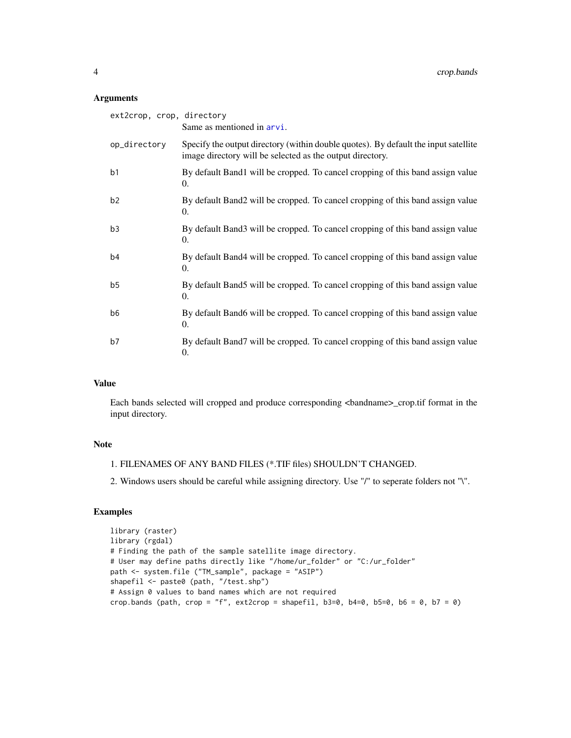## Arguments

| Argument | Description |
|---|---|
| `ext2crop, crop, directory` | Same as mentioned in arvi. |
| `op_directory` | Specify the output directory (within double quotes). By default the input satellite image directory will be selected as the output directory. |
| `b1` | By default Band1 will be cropped. To cancel cropping of this band assign value 0. |
| `b2` | By default Band2 will be cropped. To cancel cropping of this band assign value 0. |
| `b3` | By default Band3 will be cropped. To cancel cropping of this band assign value 0. |
| `b4` | By default Band4 will be cropped. To cancel cropping of this band assign value 0. |
| `b5` | By default Band5 will be cropped. To cancel cropping of this band assign value 0. |
| `b6` | By default Band6 will be cropped. To cancel cropping of this band assign value 0. |
| `b7` | By default Band7 will be cropped. To cancel cropping of this band assign value 0. |

## Value

Each bands selected will cropped and produce corresponding <bandname>_crop.tif format in the input directory.

## Note

1. FILENAMES OF ANY BAND FILES (*.TIF files) SHOULDN'T CHANGED.
2. Windows users should be careful while assigning directory. Use "/" to seperate folders not "\".

## Examples

```
library (raster)
library (rgdal)
# Finding the path of the sample satellite image directory.
# User may define paths directly like "/home/ur_folder" or "C:/ur_folder"
path <- system.file ("TM_sample", package = "ASIP")
shapefil <- paste0 (path, "/test.shp")
# Assign 0 values to band names which are not required
crop.bands (path, crop = "f", ext2crop = shapefil, b3=0, b4=0, b5=0, b6 = 0, b7 = 0)
```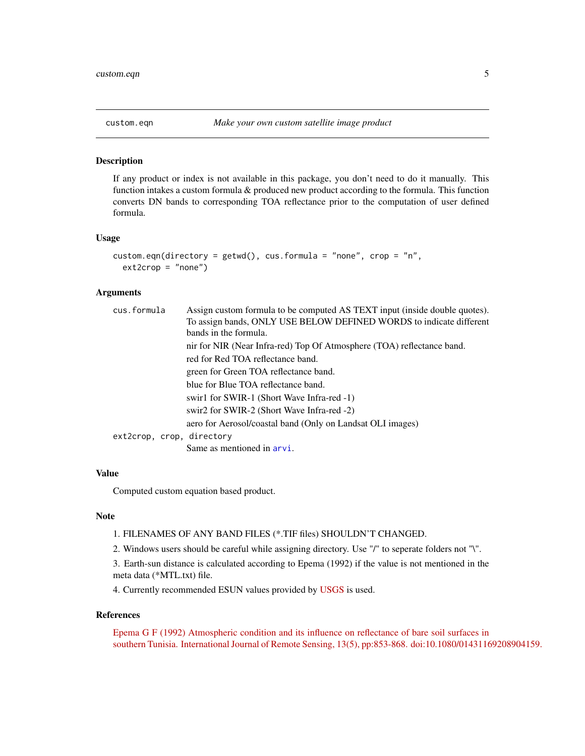## custom.eqn — *Make your own custom satellite image product*

### Description

If any product or index is not available in this package, you don't need to do it manually. This function intakes a custom formula & produced new product according to the formula. This function converts DN bands to corresponding TOA reflectance prior to the computation of user defined formula.

### Usage

```
custom.eqn(directory = getwd(), cus.formula = "none", crop = "n",
  ext2crop = "none")
```

### Arguments

`cus.formula` — Assign custom formula to be computed AS TEXT input (inside double quotes). To assign bands, ONLY USE BELOW DEFINED WORDS to indicate different bands in the formula.

- nir for NIR (Near Infra-red) Top Of Atmosphere (TOA) reflectance band.
- red for Red TOA reflectance band.
- green for Green TOA reflectance band.
- blue for Blue TOA reflectance band.
- swir1 for SWIR-1 (Short Wave Infra-red -1)
- swir2 for SWIR-2 (Short Wave Infra-red -2)
- aero for Aerosol/coastal band (Only on Landsat OLI images)

`ext2crop, crop, directory` — Same as mentioned in arvi.

### Value

Computed custom equation based product.

### Note

1. FILENAMES OF ANY BAND FILES (*.TIF files) SHOULDN'T CHANGED.
2. Windows users should be careful while assigning directory. Use "/" to seperate folders not "\".
3. Earth-sun distance is calculated according to Epema (1992) if the value is not mentioned in the meta data (*MTL.txt) file.
4. Currently recommended ESUN values provided by USGS is used.

### References

Epema G F (1992) Atmospheric condition and its influence on reflectance of bare soil surfaces in southern Tunisia. International Journal of Remote Sensing, 13(5), pp:853-868. doi:10.1080/01431169208904159.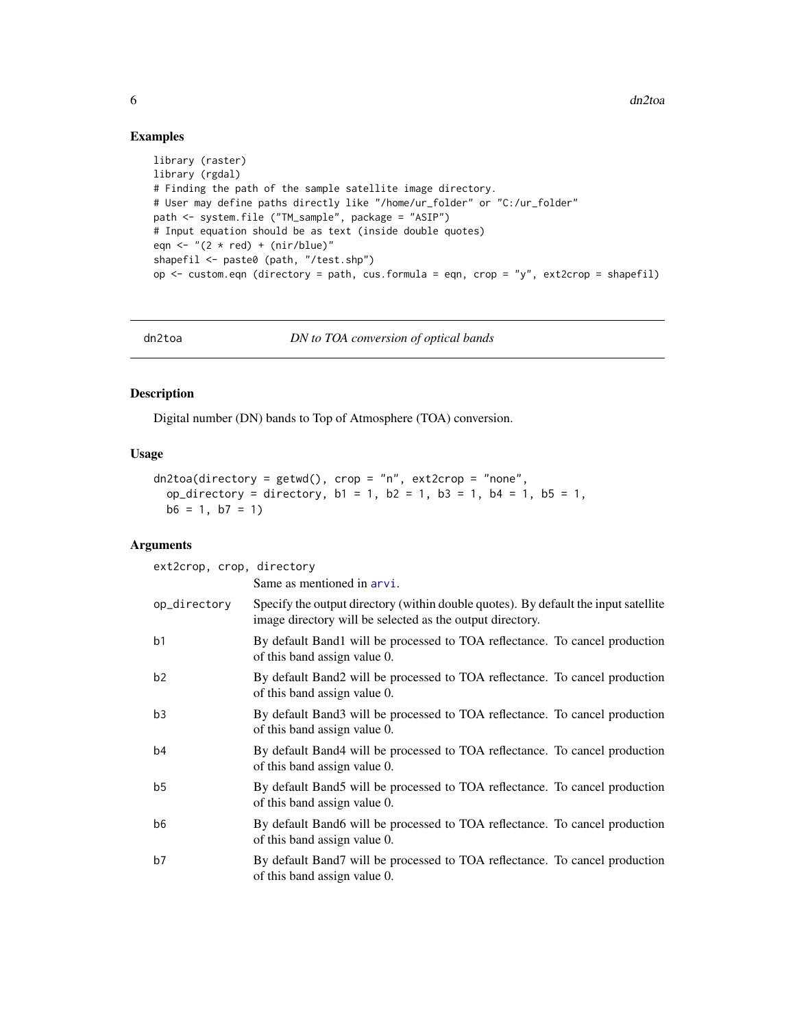## Examples

```
library (raster)
library (rgdal)
# Finding the path of the sample satellite image directory.
# User may define paths directly like "/home/ur_folder" or "C:/ur_folder"
path <- system.file ("TM_sample", package = "ASIP")
# Input equation should be as text (inside double quotes)
eqn <- "(2 * red) + (nir/blue)"
shapefil <- paste0 (path, "/test.shp")
op <- custom.eqn (directory = path, cus.formula = eqn, crop = "y", ext2crop = shapefil)
```

---

# dn2toa — *DN to TOA conversion of optical bands*

---

## Description

Digital number (DN) bands to Top of Atmosphere (TOA) conversion.

## Usage

```
dn2toa(directory = getwd(), crop = "n", ext2crop = "none",
  op_directory = directory, b1 = 1, b2 = 1, b3 = 1, b4 = 1, b5 = 1,
  b6 = 1, b7 = 1)
```

## Arguments

| Argument | Description |
|---|---|
| ext2crop, crop, directory | Same as mentioned in arvi. |
| op_directory | Specify the output directory (within double quotes). By default the input satellite image directory will be selected as the output directory. |
| b1 | By default Band1 will be processed to TOA reflectance. To cancel production of this band assign value 0. |
| b2 | By default Band2 will be processed to TOA reflectance. To cancel production of this band assign value 0. |
| b3 | By default Band3 will be processed to TOA reflectance. To cancel production of this band assign value 0. |
| b4 | By default Band4 will be processed to TOA reflectance. To cancel production of this band assign value 0. |
| b5 | By default Band5 will be processed to TOA reflectance. To cancel production of this band assign value 0. |
| b6 | By default Band6 will be processed to TOA reflectance. To cancel production of this band assign value 0. |
| b7 | By default Band7 will be processed to TOA reflectance. To cancel production of this band assign value 0. |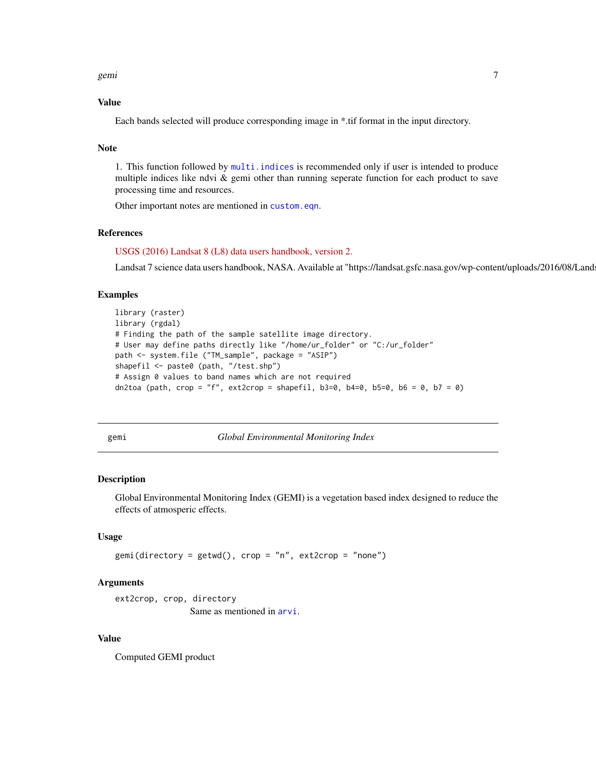## Value

Each bands selected will produce corresponding image in *.tif format in the input directory.

## Note

1. This function followed by `multi.indices` is recommended only if user is intended to produce multiple indices like ndvi & gemi other than running seperate function for each product to save processing time and resources.

Other important notes are mentioned in `custom.eqn`.

## References

USGS (2016) Landsat 8 (L8) data users handbook, version 2.

Landsat 7 science data users handbook, NASA. Available at "https://landsat.gsfc.nasa.gov/wp-content/uploads/2016/08/Lands

## Examples

```
library (raster)
library (rgdal)
# Finding the path of the sample satellite image directory.
# User may define paths directly like "/home/ur_folder" or "C:/ur_folder"
path <- system.file ("TM_sample", package = "ASIP")
shapefil <- paste0 (path, "/test.shp")
# Assign 0 values to band names which are not required
dn2toa (path, crop = "f", ext2crop = shapefil, b3=0, b4=0, b5=0, b6 = 0, b7 = 0)
```

---

# gemi — *Global Environmental Monitoring Index*

## Description

Global Environmental Monitoring Index (GEMI) is a vegetation based index designed to reduce the effects of atmosperic effects.

## Usage

```
gemi(directory = getwd(), crop = "n", ext2crop = "none")
```

## Arguments

`ext2crop, crop, directory`
Same as mentioned in `arvi`.

## Value

Computed GEMI product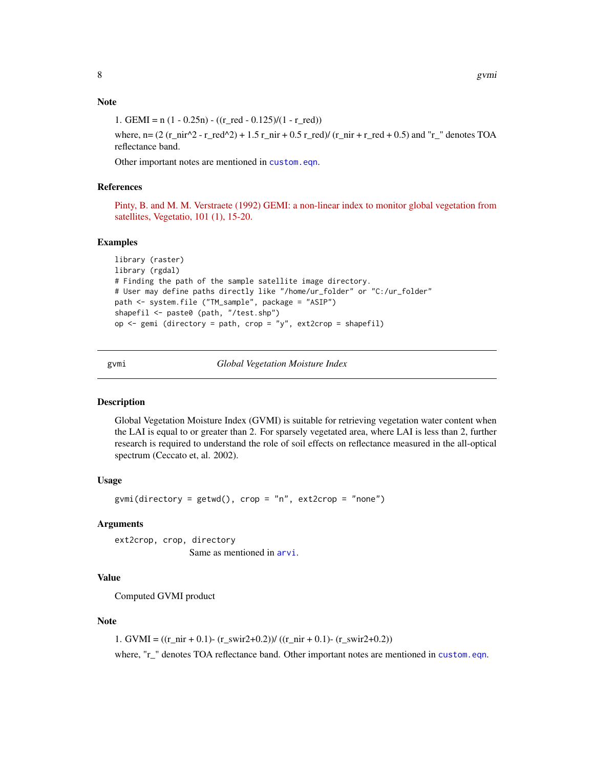### Note

1. GEMI = n (1 - 0.25n) - ((r_red - 0.125)/(1 - r_red))

where, n= (2 (r_nir^2 - r_red^2) + 1.5 r_nir + 0.5 r_red)/ (r_nir + r_red + 0.5) and "r_" denotes TOA reflectance band.

Other important notes are mentioned in `custom.eqn`.

### References

Pinty, B. and M. M. Verstraete (1992) GEMI: a non-linear index to monitor global vegetation from satellites, Vegetatio, 101 (1), 15-20.

### Examples

```
library (raster)
library (rgdal)
# Finding the path of the sample satellite image directory.
# User may define paths directly like "/home/ur_folder" or "C:/ur_folder"
path <- system.file ("TM_sample", package = "ASIP")
shapefil <- paste0 (path, "/test.shp")
op <- gemi (directory = path, crop = "y", ext2crop = shapefil)
```

---

## gvmi — *Global Vegetation Moisture Index*

### Description

Global Vegetation Moisture Index (GVMI) is suitable for retrieving vegetation water content when the LAI is equal to or greater than 2. For sparsely vegetated area, where LAI is less than 2, further research is required to understand the role of soil effects on reflectance measured in the all-optical spectrum (Ceccato et, al. 2002).

### Usage

```
gvmi(directory = getwd(), crop = "n", ext2crop = "none")
```

### Arguments

`ext2crop, crop, directory`
Same as mentioned in `arvi`.

### Value

Computed GVMI product

### Note

1. GVMI = ((r_nir + 0.1)- (r_swir2+0.2))/ ((r_nir + 0.1)- (r_swir2+0.2))

where, "r_" denotes TOA reflectance band. Other important notes are mentioned in `custom.eqn`.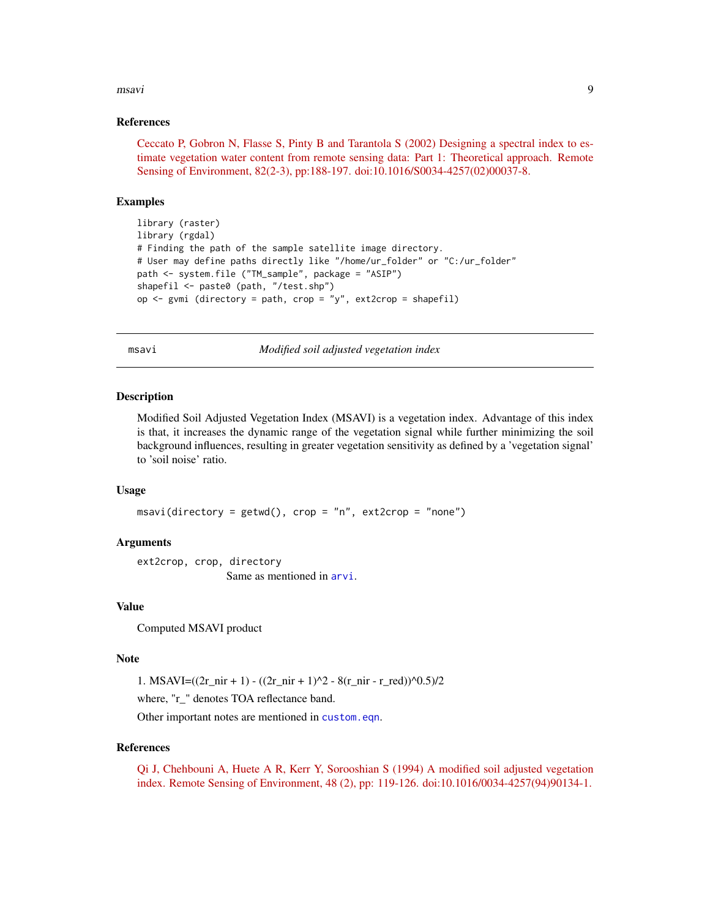### References

Ceccato P, Gobron N, Flasse S, Pinty B and Tarantola S (2002) Designing a spectral index to estimate vegetation water content from remote sensing data: Part 1: Theoretical approach. Remote Sensing of Environment, 82(2-3), pp:188-197. doi:10.1016/S0034-4257(02)00037-8.

### Examples

```
library (raster)
library (rgdal)
# Finding the path of the sample satellite image directory.
# User may define paths directly like "/home/ur_folder" or "C:/ur_folder"
path <- system.file ("TM_sample", package = "ASIP")
shapefil <- paste0 (path, "/test.shp")
op <- gvmi (directory = path, crop = "y", ext2crop = shapefil)
```

---

## msavi — *Modified soil adjusted vegetation index*

---

### Description

Modified Soil Adjusted Vegetation Index (MSAVI) is a vegetation index. Advantage of this index is that, it increases the dynamic range of the vegetation signal while further minimizing the soil background influences, resulting in greater vegetation sensitivity as defined by a 'vegetation signal' to 'soil noise' ratio.

### Usage

```
msavi(directory = getwd(), crop = "n", ext2crop = "none")
```

### Arguments

`ext2crop, crop, directory`
Same as mentioned in `arvi`.

### Value

Computed MSAVI product

### Note

1. MSAVI=((2r_nir + 1) - ((2r_nir + 1)^2 - 8(r_nir - r_red))^0.5)/2

where, "r_" denotes TOA reflectance band.

Other important notes are mentioned in `custom.eqn`.

### References

Qi J, Chehbouni A, Huete A R, Kerr Y, Sorooshian S (1994) A modified soil adjusted vegetation index. Remote Sensing of Environment, 48 (2), pp: 119-126. doi:10.1016/0034-4257(94)90134-1.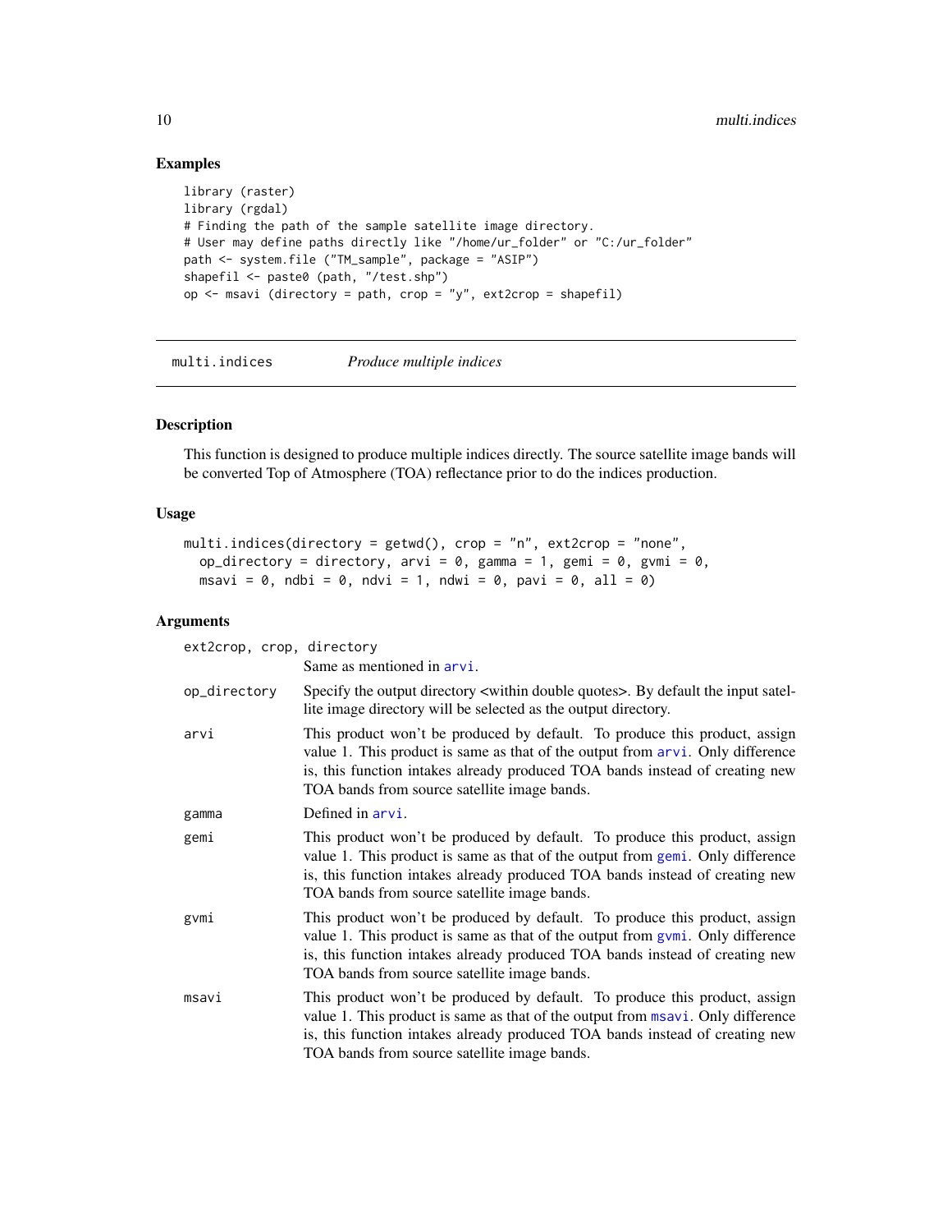## Examples

```
library (raster)
library (rgdal)
# Finding the path of the sample satellite image directory.
# User may define paths directly like "/home/ur_folder" or "C:/ur_folder"
path <- system.file ("TM_sample", package = "ASIP")
shapefil <- paste0 (path, "/test.shp")
op <- msavi (directory = path, crop = "y", ext2crop = shapefil)
```

---

`multi.indices` *Produce multiple indices*

---

## Description

This function is designed to produce multiple indices directly. The source satellite image bands will be converted Top of Atmosphere (TOA) reflectance prior to do the indices production.

## Usage

```
multi.indices(directory = getwd(), crop = "n", ext2crop = "none",
  op_directory = directory, arvi = 0, gamma = 1, gemi = 0, gvmi = 0,
  msavi = 0, ndbi = 0, ndvi = 1, ndwi = 0, pavi = 0, all = 0)
```

## Arguments

| Argument | Description |
|---|---|
| `ext2crop, crop, directory` | Same as mentioned in `arvi`. |
| `op_directory` | Specify the output directory <within double quotes>. By default the input satellite image directory will be selected as the output directory. |
| `arvi` | This product won't be produced by default. To produce this product, assign value 1. This product is same as that of the output from `arvi`. Only difference is, this function intakes already produced TOA bands instead of creating new TOA bands from source satellite image bands. |
| `gamma` | Defined in `arvi`. |
| `gemi` | This product won't be produced by default. To produce this product, assign value 1. This product is same as that of the output from `gemi`. Only difference is, this function intakes already produced TOA bands instead of creating new TOA bands from source satellite image bands. |
| `gvmi` | This product won't be produced by default. To produce this product, assign value 1. This product is same as that of the output from `gvmi`. Only difference is, this function intakes already produced TOA bands instead of creating new TOA bands from source satellite image bands. |
| `msavi` | This product won't be produced by default. To produce this product, assign value 1. This product is same as that of the output from `msavi`. Only difference is, this function intakes already produced TOA bands instead of creating new TOA bands from source satellite image bands. |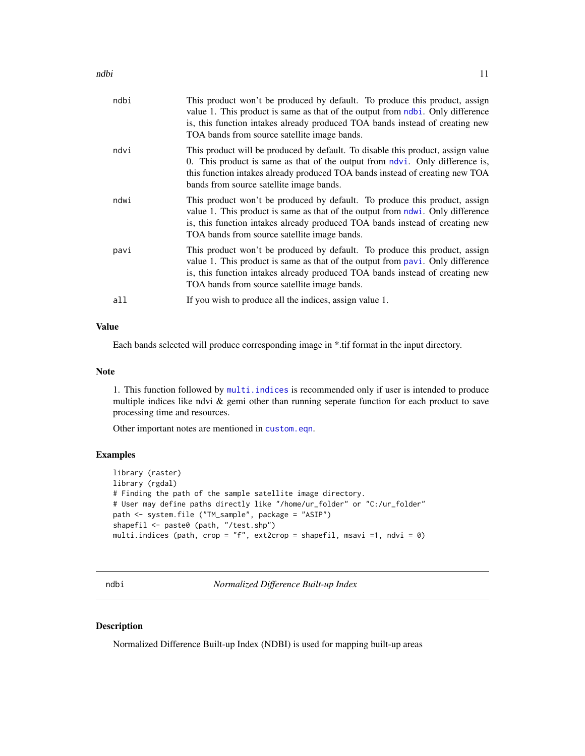| | |
|---|---|
| ndbi | This product won't be produced by default. To produce this product, assign value 1. This product is same as that of the output from ndbi. Only difference is, this function intakes already produced TOA bands instead of creating new TOA bands from source satellite image bands. |
| ndvi | This product will be produced by default. To disable this product, assign value 0. This product is same as that of the output from ndvi. Only difference is, this function intakes already produced TOA bands instead of creating new TOA bands from source satellite image bands. |
| ndwi | This product won't be produced by default. To produce this product, assign value 1. This product is same as that of the output from ndwi. Only difference is, this function intakes already produced TOA bands instead of creating new TOA bands from source satellite image bands. |
| pavi | This product won't be produced by default. To produce this product, assign value 1. This product is same as that of the output from pavi. Only difference is, this function intakes already produced TOA bands instead of creating new TOA bands from source satellite image bands. |
| all | If you wish to produce all the indices, assign value 1. |

### Value

Each bands selected will produce corresponding image in *.tif format in the input directory.

### Note

1. This function followed by `multi.indices` is recommended only if user is intended to produce multiple indices like ndvi & gemi other than running seperate function for each product to save processing time and resources.

Other important notes are mentioned in `custom.eqn`.

### Examples

```
library (raster)
library (rgdal)
# Finding the path of the sample satellite image directory.
# User may define paths directly like "/home/ur_folder" or "C:/ur_folder"
path <- system.file ("TM_sample", package = "ASIP")
shapefil <- paste0 (path, "/test.shp")
multi.indices (path, crop = "f", ext2crop = shapefil, msavi =1, ndvi = 0)
```

---

## ndbi — *Normalized Difference Built-up Index*

### Description

Normalized Difference Built-up Index (NDBI) is used for mapping built-up areas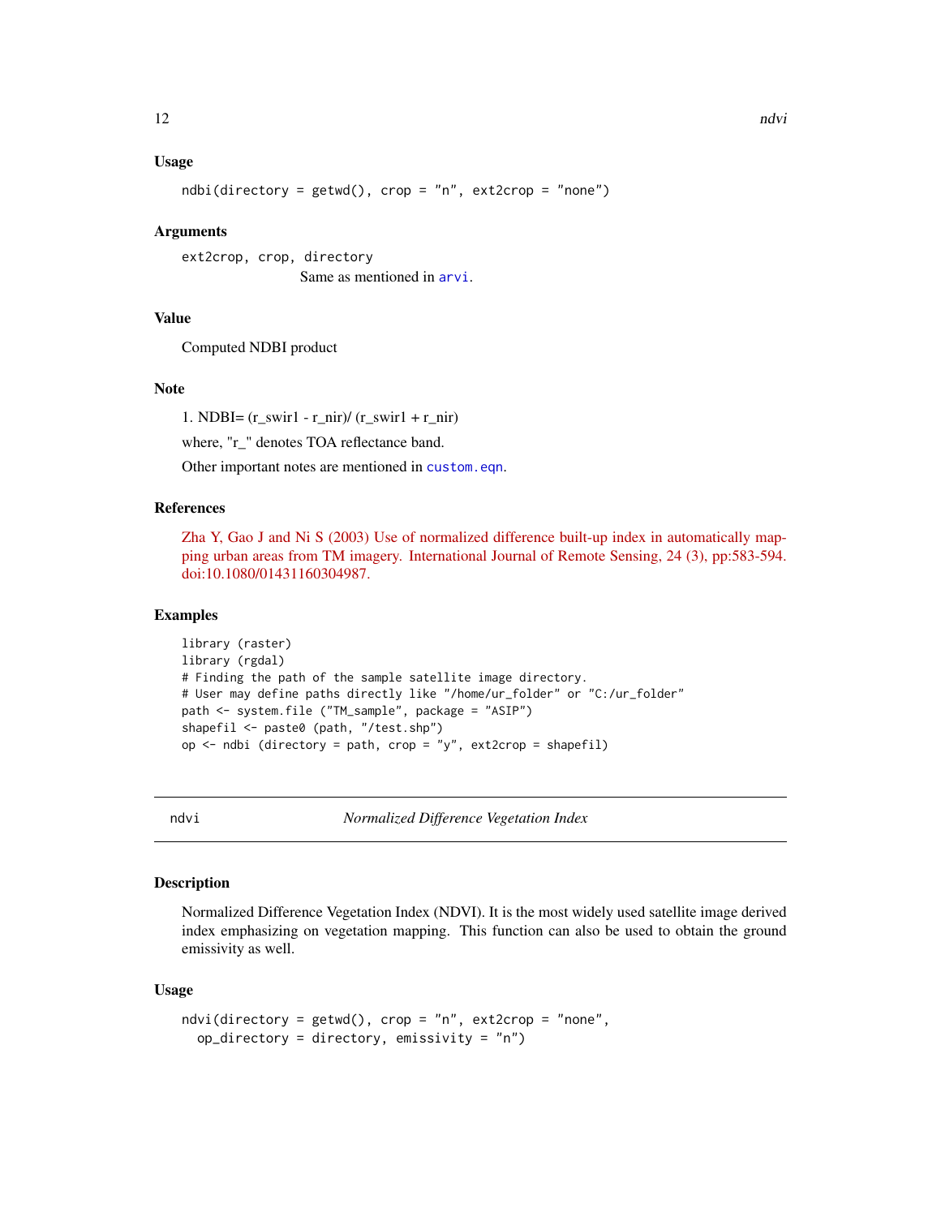### Usage

```
ndbi(directory = getwd(), crop = "n", ext2crop = "none")
```

### Arguments

`ext2crop, crop, directory`
Same as mentioned in arvi.

### Value

Computed NDBI product

### Note

1. NDBI= (r_swir1 - r_nir)/ (r_swir1 + r_nir)

where, "r_" denotes TOA reflectance band.

Other important notes are mentioned in custom.eqn.

### References

Zha Y, Gao J and Ni S (2003) Use of normalized difference built-up index in automatically mapping urban areas from TM imagery. International Journal of Remote Sensing, 24 (3), pp:583-594. doi:10.1080/01431160304987.

### Examples

```
library (raster)
library (rgdal)
# Finding the path of the sample satellite image directory.
# User may define paths directly like "/home/ur_folder" or "C:/ur_folder"
path <- system.file ("TM_sample", package = "ASIP")
shapefil <- paste0 (path, "/test.shp")
op <- ndbi (directory = path, crop = "y", ext2crop = shapefil)
```

---

## ndvi — *Normalized Difference Vegetation Index*

### Description

Normalized Difference Vegetation Index (NDVI). It is the most widely used satellite image derived index emphasizing on vegetation mapping. This function can also be used to obtain the ground emissivity as well.

### Usage

```
ndvi(directory = getwd(), crop = "n", ext2crop = "none",
  op_directory = directory, emissivity = "n")
```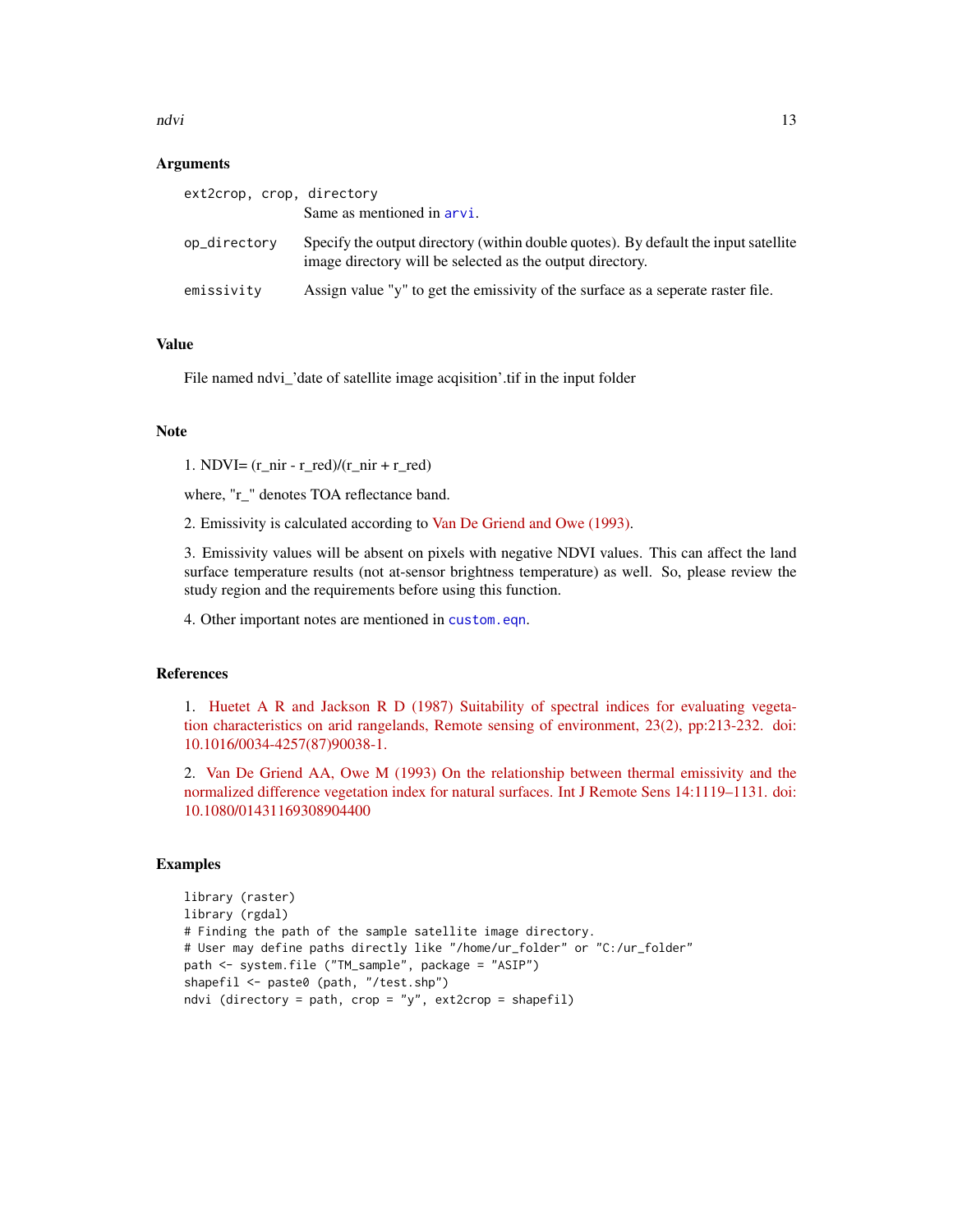## Arguments

| | |
|---|---|
| ext2crop, crop, directory | Same as mentioned in arvi. |
| op_directory | Specify the output directory (within double quotes). By default the input satellite image directory will be selected as the output directory. |
| emissivity | Assign value "y" to get the emissivity of the surface as a seperate raster file. |

## Value

File named ndvi_'date of satellite image acqisition'.tif in the input folder

## Note

1. NDVI= (r_nir - r_red)/(r_nir + r_red)

where, "r_" denotes TOA reflectance band.

2. Emissivity is calculated according to Van De Griend and Owe (1993).

3. Emissivity values will be absent on pixels with negative NDVI values. This can affect the land surface temperature results (not at-sensor brightness temperature) as well. So, please review the study region and the requirements before using this function.

4. Other important notes are mentioned in custom.eqn.

## References

1. Huetet A R and Jackson R D (1987) Suitability of spectral indices for evaluating vegetation characteristics on arid rangelands, Remote sensing of environment, 23(2), pp:213-232. doi: 10.1016/0034-4257(87)90038-1.

2. Van De Griend AA, Owe M (1993) On the relationship between thermal emissivity and the normalized difference vegetation index for natural surfaces. Int J Remote Sens 14:1119–1131. doi: 10.1080/01431169308904400

## Examples

```
library (raster)
library (rgdal)
# Finding the path of the sample satellite image directory.
# User may define paths directly like "/home/ur_folder" or "C:/ur_folder"
path <- system.file ("TM_sample", package = "ASIP")
shapefil <- paste0 (path, "/test.shp")
ndvi (directory = path, crop = "y", ext2crop = shapefil)
```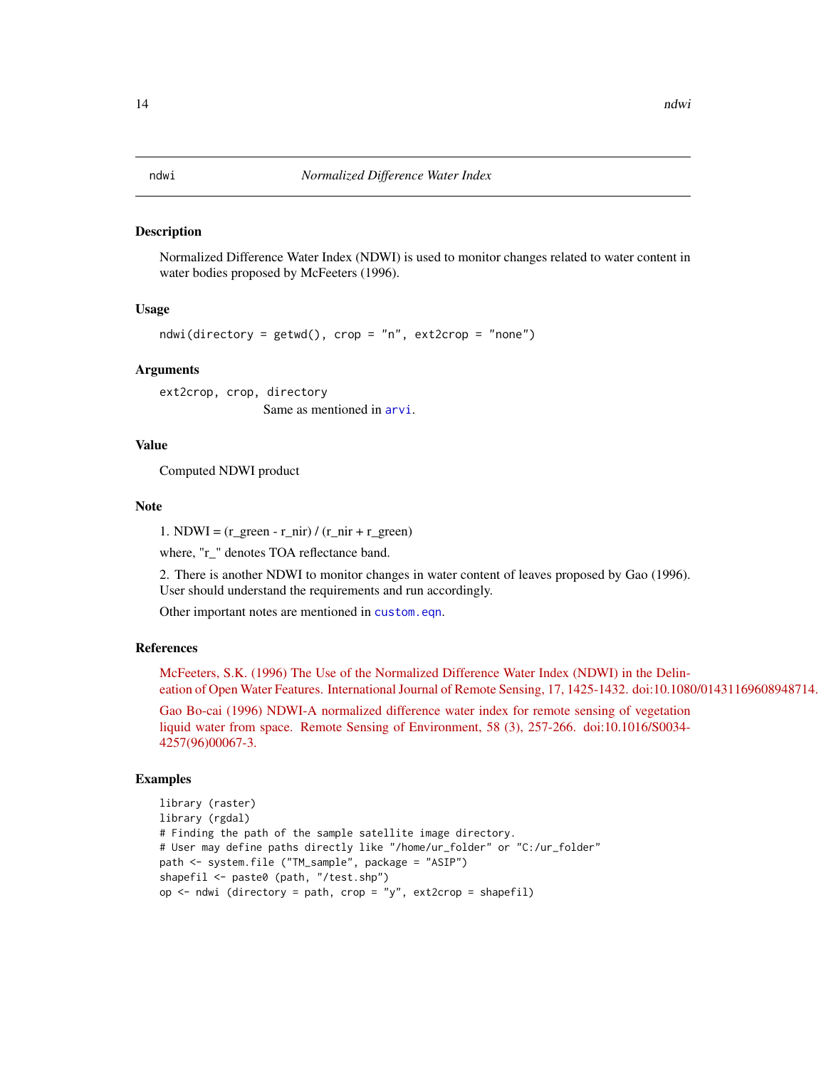## ndwi — *Normalized Difference Water Index*

### Description

Normalized Difference Water Index (NDWI) is used to monitor changes related to water content in water bodies proposed by McFeeters (1996).

### Usage

```
ndwi(directory = getwd(), crop = "n", ext2crop = "none")
```

### Arguments

`ext2crop, crop, directory`
Same as mentioned in `arvi`.

### Value

Computed NDWI product

### Note

1. NDWI = (r_green - r_nir) / (r_nir + r_green)

where, "r_" denotes TOA reflectance band.

2. There is another NDWI to monitor changes in water content of leaves proposed by Gao (1996). User should understand the requirements and run accordingly.

Other important notes are mentioned in `custom.eqn`.

### References

McFeeters, S.K. (1996) The Use of the Normalized Difference Water Index (NDWI) in the Delineation of Open Water Features. International Journal of Remote Sensing, 17, 1425-1432. doi:10.1080/01431169608948714.

Gao Bo-cai (1996) NDWI-A normalized difference water index for remote sensing of vegetation liquid water from space. Remote Sensing of Environment, 58 (3), 257-266. doi:10.1016/S0034-4257(96)00067-3.

### Examples

```
library (raster)
library (rgdal)
# Finding the path of the sample satellite image directory.
# User may define paths directly like "/home/ur_folder" or "C:/ur_folder"
path <- system.file ("TM_sample", package = "ASIP")
shapefil <- paste0 (path, "/test.shp")
op <- ndwi (directory = path, crop = "y", ext2crop = shapefil)
```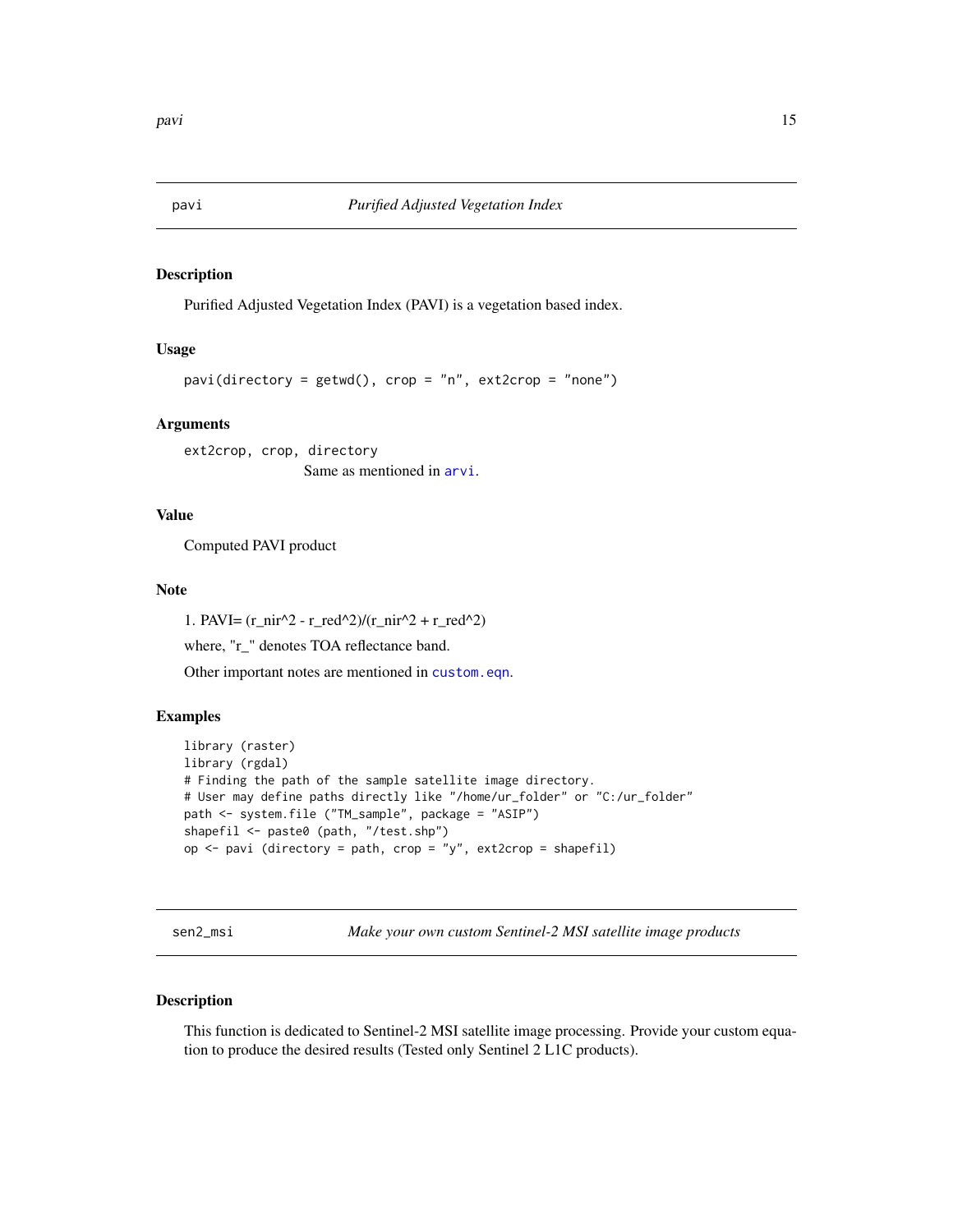## pavi — *Purified Adjusted Vegetation Index*

### Description

Purified Adjusted Vegetation Index (PAVI) is a vegetation based index.

### Usage

```
pavi(directory = getwd(), crop = "n", ext2crop = "none")
```

### Arguments

`ext2crop, crop, directory`
: Same as mentioned in `arvi`.

### Value

Computed PAVI product

### Note

1. PAVI= (r_nir^2 - r_red^2)/(r_nir^2 + r_red^2)

where, "r_" denotes TOA reflectance band.

Other important notes are mentioned in `custom.eqn`.

### Examples

```
library (raster)
library (rgdal)
# Finding the path of the sample satellite image directory.
# User may define paths directly like "/home/ur_folder" or "C:/ur_folder"
path <- system.file ("TM_sample", package = "ASIP")
shapefil <- paste0 (path, "/test.shp")
op <- pavi (directory = path, crop = "y", ext2crop = shapefil)
```

## sen2_msi — *Make your own custom Sentinel-2 MSI satellite image products*

### Description

This function is dedicated to Sentinel-2 MSI satellite image processing. Provide your custom equation to produce the desired results (Tested only Sentinel 2 L1C products).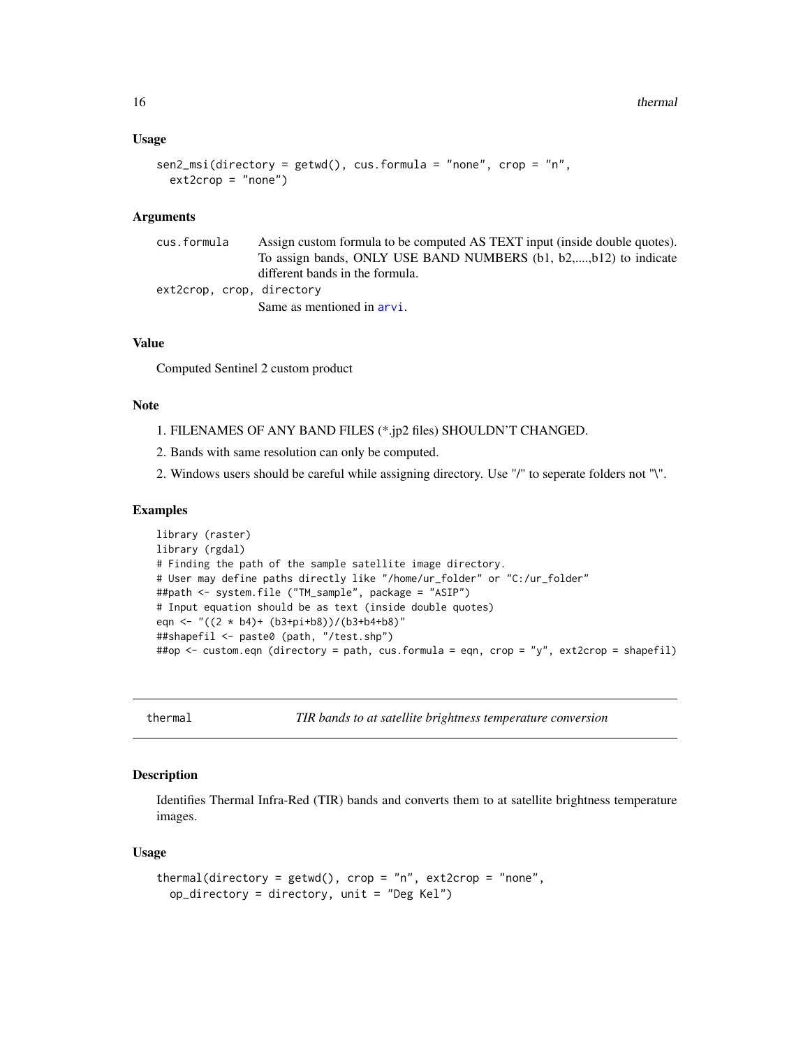### Usage

```
sen2_msi(directory = getwd(), cus.formula = "none", crop = "n",
  ext2crop = "none")
```

### Arguments

| | |
|---|---|
| cus.formula | Assign custom formula to be computed AS TEXT input (inside double quotes). To assign bands, ONLY USE BAND NUMBERS (b1, b2,....,b12) to indicate different bands in the formula. |
| ext2crop, crop, directory | Same as mentioned in arvi. |

### Value

Computed Sentinel 2 custom product

### Note

1. FILENAMES OF ANY BAND FILES (*.jp2 files) SHOULDN'T CHANGED.
2. Bands with same resolution can only be computed.
2. Windows users should be careful while assigning directory. Use "/" to seperate folders not "\".

### Examples

```
library (raster)
library (rgdal)
# Finding the path of the sample satellite image directory.
# User may define paths directly like "/home/ur_folder" or "C:/ur_folder"
##path <- system.file ("TM_sample", package = "ASIP")
# Input equation should be as text (inside double quotes)
eqn <- "((2 * b4)+ (b3+pi+b8))/(b3+b4+b8)"
##shapefil <- paste0 (path, "/test.shp")
##op <- custom.eqn (directory = path, cus.formula = eqn, crop = "y", ext2crop = shapefil)
```

---

## thermal — *TIR bands to at satellite brightness temperature conversion*

### Description

Identifies Thermal Infra-Red (TIR) bands and converts them to at satellite brightness temperature images.

### Usage

```
thermal(directory = getwd(), crop = "n", ext2crop = "none",
  op_directory = directory, unit = "Deg Kel")
```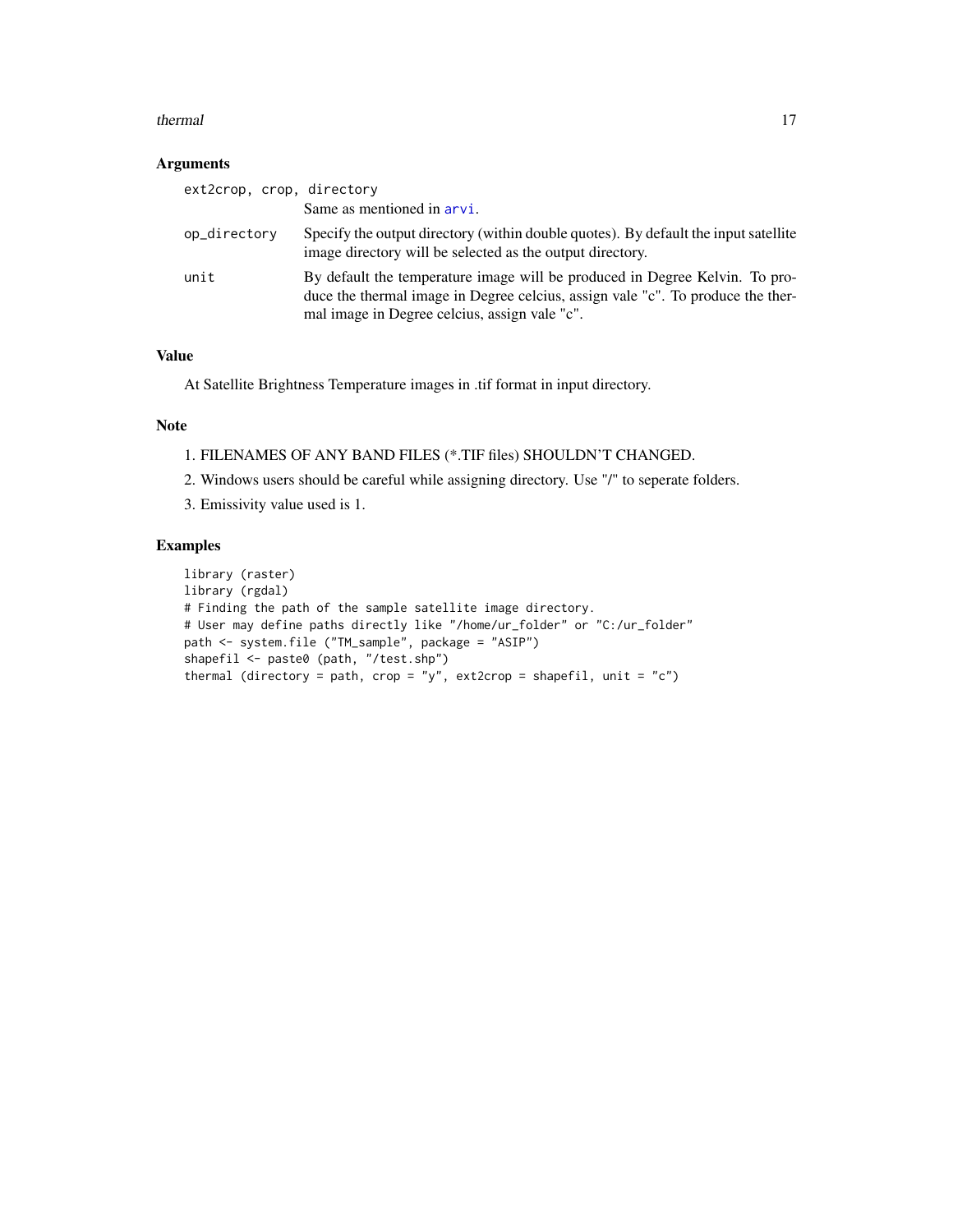## Arguments

ext2crop, crop, directory
: Same as mentioned in arvi.

op_directory
: Specify the output directory (within double quotes). By default the input satellite image directory will be selected as the output directory.

unit
: By default the temperature image will be produced in Degree Kelvin. To produce the thermal image in Degree celcius, assign vale "c". To produce the thermal image in Degree celcius, assign vale "c".

## Value

At Satellite Brightness Temperature images in .tif format in input directory.

## Note

1. FILENAMES OF ANY BAND FILES (*.TIF files) SHOULDN'T CHANGED.
2. Windows users should be careful while assigning directory. Use "/" to seperate folders.
3. Emissivity value used is 1.

## Examples

```
library (raster)
library (rgdal)
# Finding the path of the sample satellite image directory.
# User may define paths directly like "/home/ur_folder" or "C:/ur_folder"
path <- system.file ("TM_sample", package = "ASIP")
shapefil <- paste0 (path, "/test.shp")
thermal (directory = path, crop = "y", ext2crop = shapefil, unit = "c")
```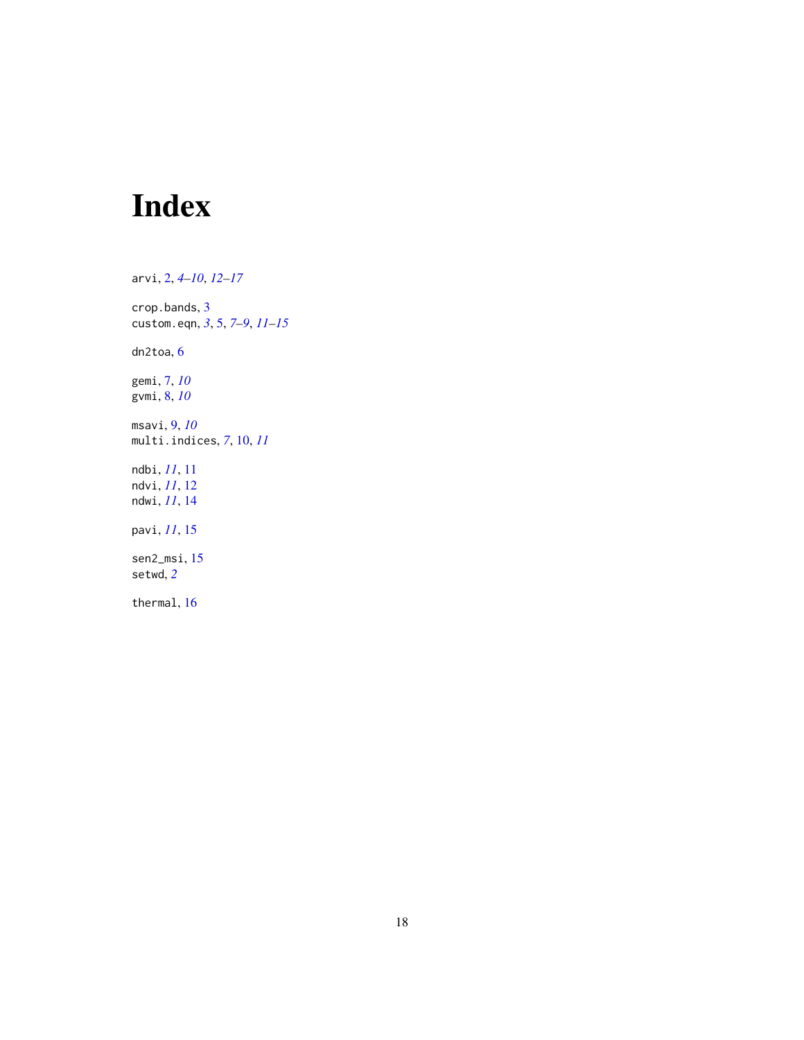# Index

arvi, 2, *4–10*, *12–17*

crop.bands, 3
custom.eqn, *3*, 5, *7–9*, *11–15*

dn2toa, 6

gemi, 7, *10*
gvmi, 8, *10*

msavi, 9, *10*
multi.indices, *7*, 10, *11*

ndbi, *11*, 11
ndvi, *11*, 12
ndwi, *11*, 14

pavi, *11*, 15

sen2_msi, 15
setwd, *2*

thermal, 16